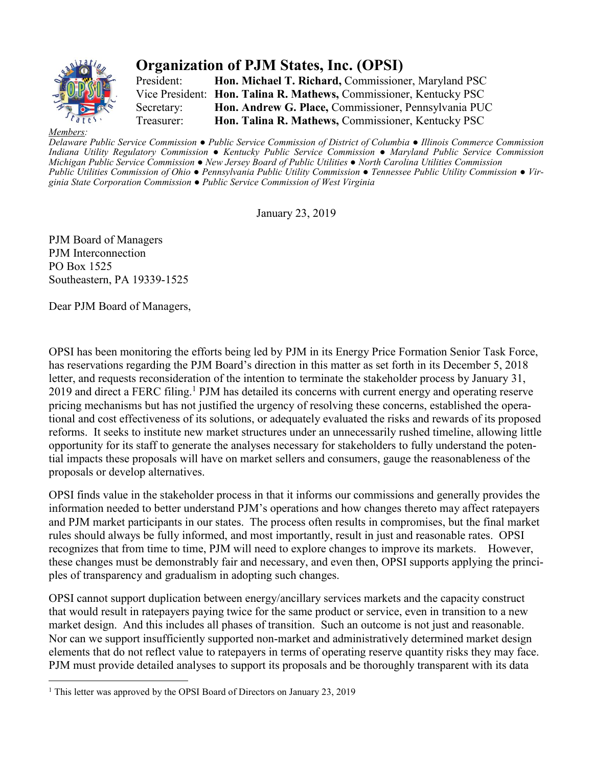# Organization of PJM States, Inc. (OPSI)

President: **Hon. Michael T. Richard,** Commissioner, Maryland PSC
Vice President: **Hon. Talina R. Mathews,** Commissioner, Kentucky PSC
Secretary: **Hon. Andrew G. Place,** Commissioner, Pennsylvania PUC
Treasurer: **Hon. Talina R. Mathews,** Commissioner, Kentucky PSC

*Members:*
*Delaware Public Service Commission ● Public Service Commission of District of Columbia ● Illinois Commerce Commission Indiana Utility Regulatory Commission ● Kentucky Public Service Commission ● Maryland Public Service Commission Michigan Public Service Commission ● New Jersey Board of Public Utilities ● North Carolina Utilities Commission Public Utilities Commission of Ohio ● Pennsylvania Public Utility Commission ● Tennessee Public Utility Commission ● Virginia State Corporation Commission ● Public Service Commission of West Virginia*

January 23, 2019

PJM Board of Managers
PJM Interconnection
PO Box 1525
Southeastern, PA 19339-1525

Dear PJM Board of Managers,

OPSI has been monitoring the efforts being led by PJM in its Energy Price Formation Senior Task Force, has reservations regarding the PJM Board's direction in this matter as set forth in its December 5, 2018 letter, and requests reconsideration of the intention to terminate the stakeholder process by January 31, 2019 and direct a FERC filing.[1] PJM has detailed its concerns with current energy and operating reserve pricing mechanisms but has not justified the urgency of resolving these concerns, established the operational and cost effectiveness of its solutions, or adequately evaluated the risks and rewards of its proposed reforms. It seeks to institute new market structures under an unnecessarily rushed timeline, allowing little opportunity for its staff to generate the analyses necessary for stakeholders to fully understand the potential impacts these proposals will have on market sellers and consumers, gauge the reasonableness of the proposals or develop alternatives.

OPSI finds value in the stakeholder process in that it informs our commissions and generally provides the information needed to better understand PJM's operations and how changes thereto may affect ratepayers and PJM market participants in our states. The process often results in compromises, but the final market rules should always be fully informed, and most importantly, result in just and reasonable rates. OPSI recognizes that from time to time, PJM will need to explore changes to improve its markets. However, these changes must be demonstrably fair and necessary, and even then, OPSI supports applying the principles of transparency and gradualism in adopting such changes.

OPSI cannot support duplication between energy/ancillary services markets and the capacity construct that would result in ratepayers paying twice for the same product or service, even in transition to a new market design. And this includes all phases of transition. Such an outcome is not just and reasonable. Nor can we support insufficiently supported non-market and administratively determined market design elements that do not reflect value to ratepayers in terms of operating reserve quantity risks they may face. PJM must provide detailed analyses to support its proposals and be thoroughly transparent with its data

[1] This letter was approved by the OPSI Board of Directors on January 23, 2019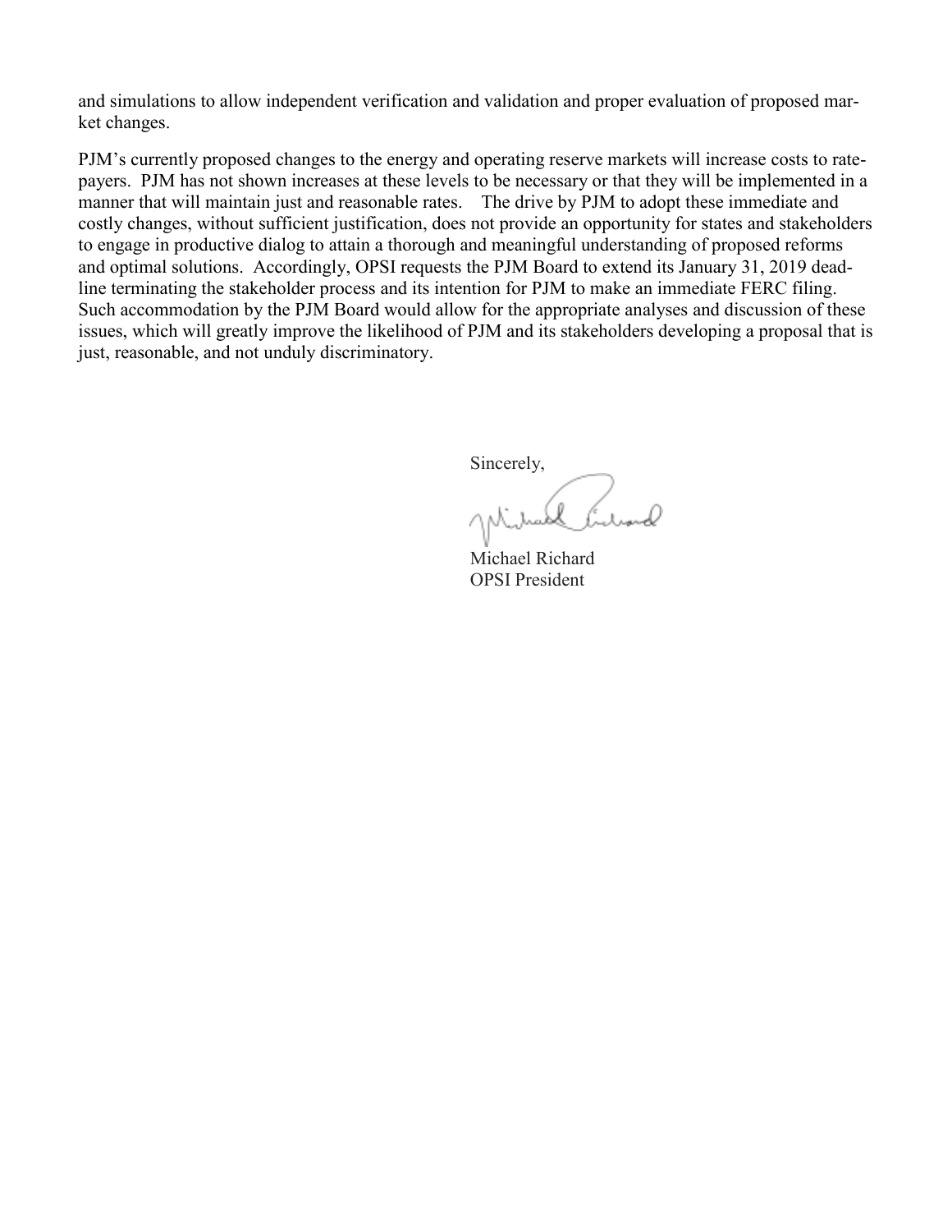and simulations to allow independent verification and validation and proper evaluation of proposed market changes.

PJM's currently proposed changes to the energy and operating reserve markets will increase costs to ratepayers. PJM has not shown increases at these levels to be necessary or that they will be implemented in a manner that will maintain just and reasonable rates. The drive by PJM to adopt these immediate and costly changes, without sufficient justification, does not provide an opportunity for states and stakeholders to engage in productive dialog to attain a thorough and meaningful understanding of proposed reforms and optimal solutions. Accordingly, OPSI requests the PJM Board to extend its January 31, 2019 deadline terminating the stakeholder process and its intention for PJM to make an immediate FERC filing. Such accommodation by the PJM Board would allow for the appropriate analyses and discussion of these issues, which will greatly improve the likelihood of PJM and its stakeholders developing a proposal that is just, reasonable, and not unduly discriminatory.

Sincerely,

Michael Richard
OPSI President